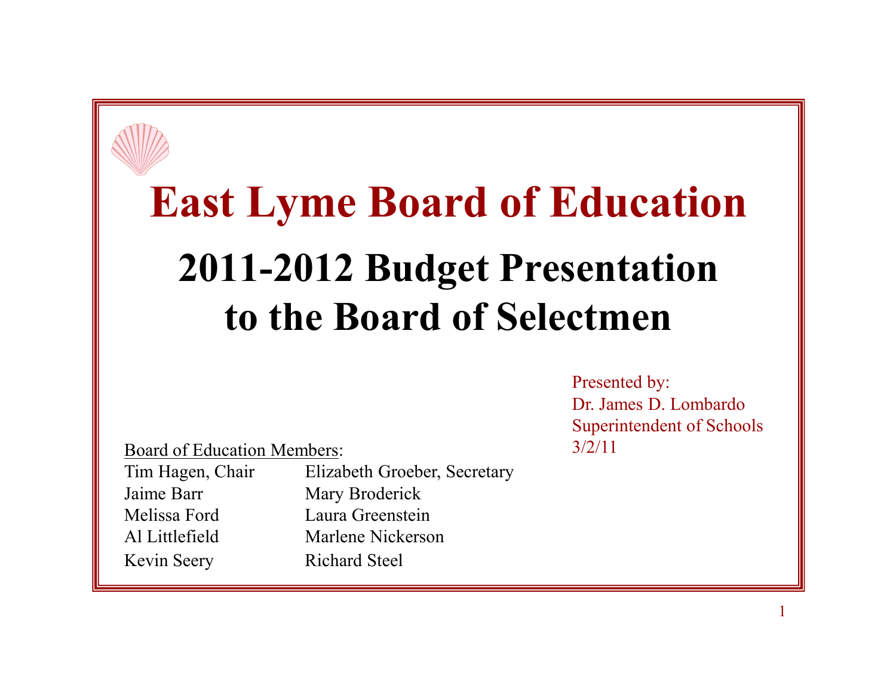# East Lyme Board of Education

## 2011-2012 Budget Presentation to the Board of Selectmen

Presented by:
Dr. James D. Lombardo
Superintendent of Schools
3/2/11

Board of Education Members:

Tim Hagen, Chair
Elizabeth Groeber, Secretary
Jaime Barr
Mary Broderick
Melissa Ford
Laura Greenstein
Al Littlefield
Marlene Nickerson
Kevin Seery
Richard Steel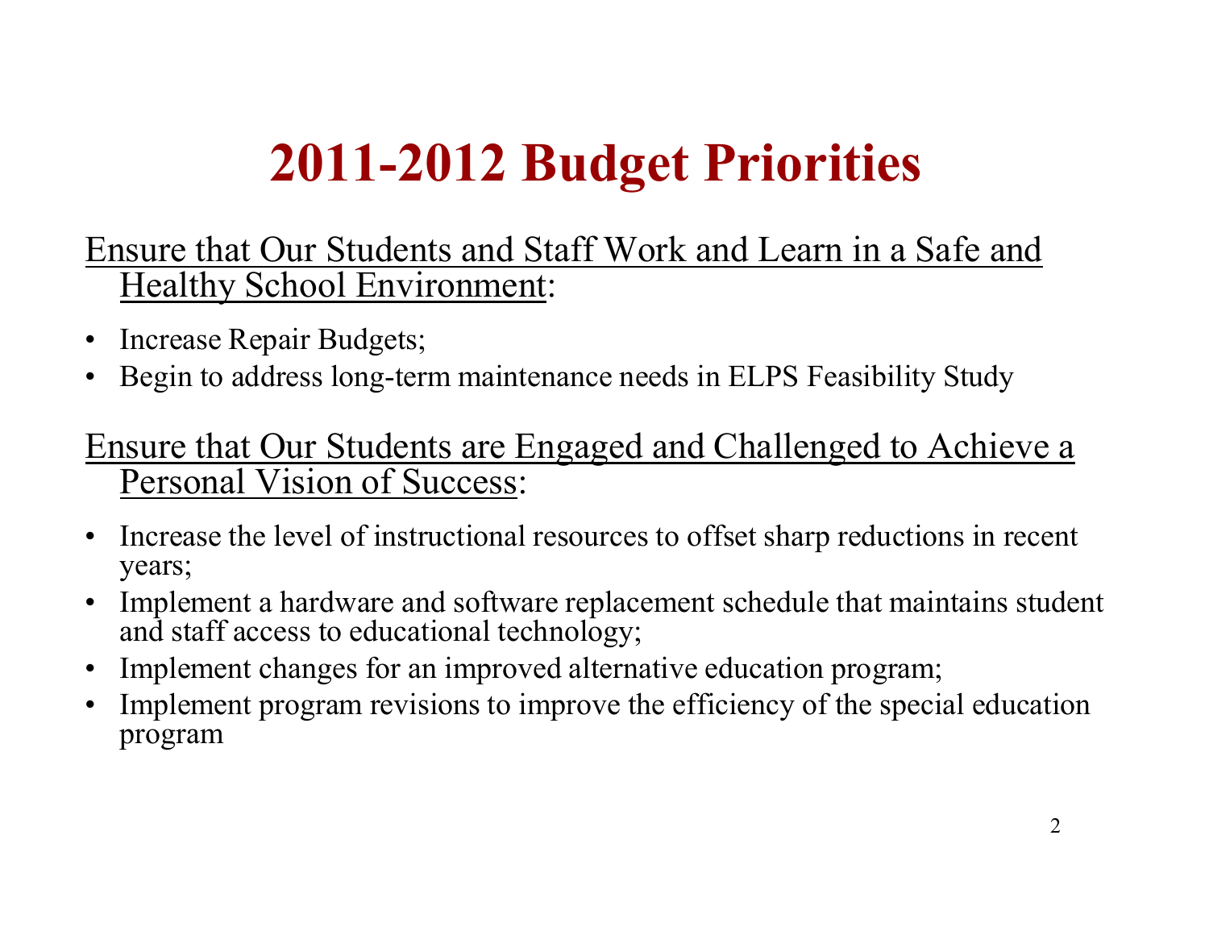# 2011-2012 Budget Priorities

<u>Ensure that Our Students and Staff Work and Learn in a Safe and Healthy School Environment</u>:

- Increase Repair Budgets;
- Begin to address long-term maintenance needs in ELPS Feasibility Study

<u>Ensure that Our Students are Engaged and Challenged to Achieve a Personal Vision of Success</u>:

- Increase the level of instructional resources to offset sharp reductions in recent years;
- Implement a hardware and software replacement schedule that maintains student and staff access to educational technology;
- Implement changes for an improved alternative education program;
- Implement program revisions to improve the efficiency of the special education program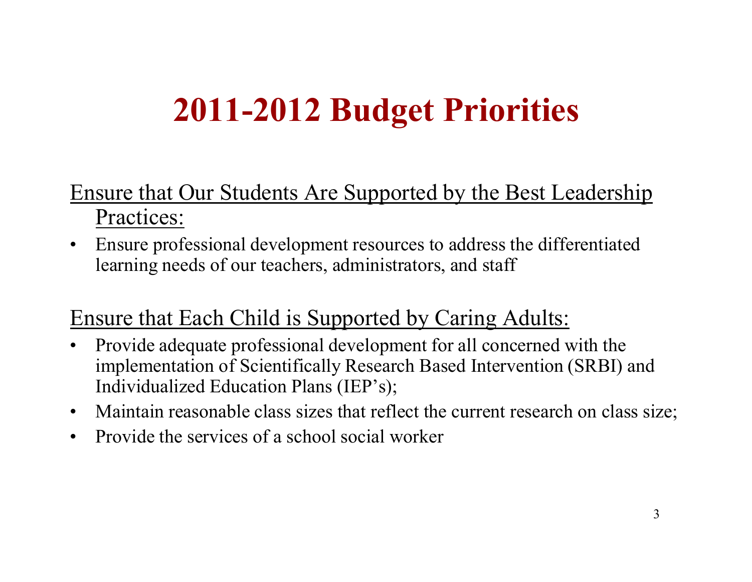# 2011-2012 Budget Priorities

<u>Ensure that Our Students Are Supported by the Best Leadership Practices:</u>

- Ensure professional development resources to address the differentiated learning needs of our teachers, administrators, and staff

<u>Ensure that Each Child is Supported by Caring Adults:</u>

- Provide adequate professional development for all concerned with the implementation of Scientifically Research Based Intervention (SRBI) and Individualized Education Plans (IEP's);
- Maintain reasonable class sizes that reflect the current research on class size;
- Provide the services of a school social worker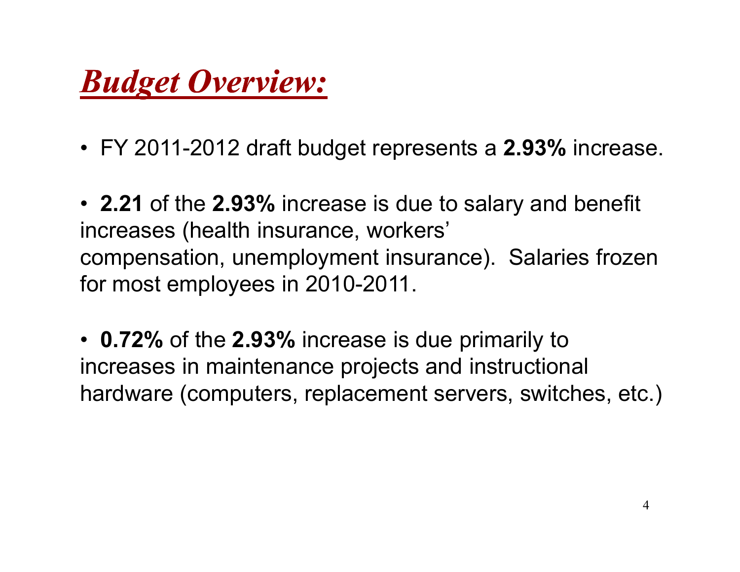# ***Budget Overview:***

- FY 2011-2012 draft budget represents a **2.93%** increase.

- **2.21** of the **2.93%** increase is due to salary and benefit increases (health insurance, workers' compensation, unemployment insurance). Salaries frozen for most employees in 2010-2011.

- **0.72%** of the **2.93%** increase is due primarily to increases in maintenance projects and instructional hardware (computers, replacement servers, switches, etc.)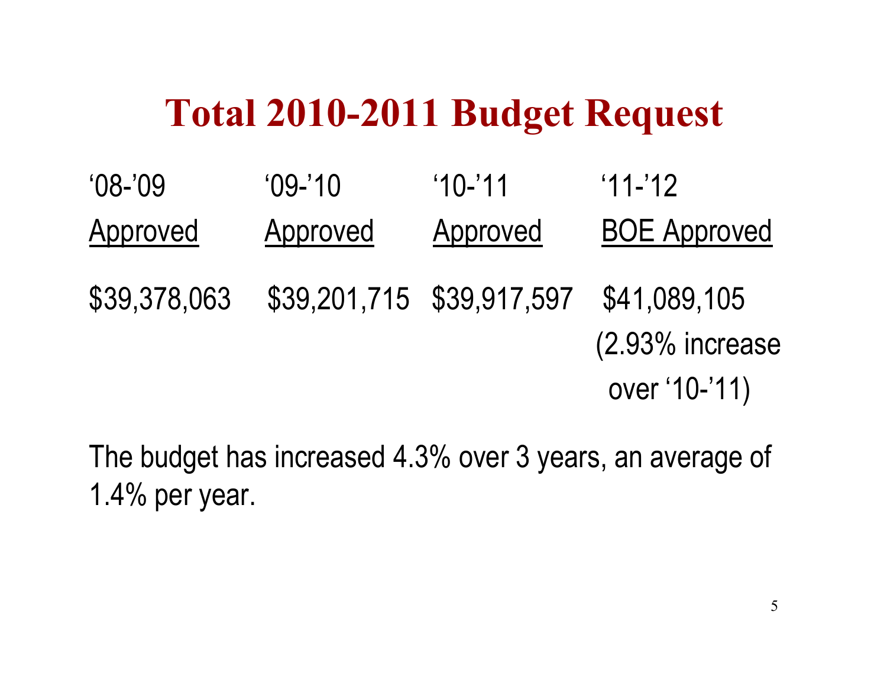# Total 2010-2011 Budget Request

| '08-'09 Approved | '09-'10 Approved | '10-'11 Approved | '11-'12 BOE Approved |
|---|---|---|---|
| $39,378,063 | $39,201,715 | $39,917,597 | $41,089,105 (2.93% increase over '10-'11) |

The budget has increased 4.3% over 3 years, an average of 1.4% per year.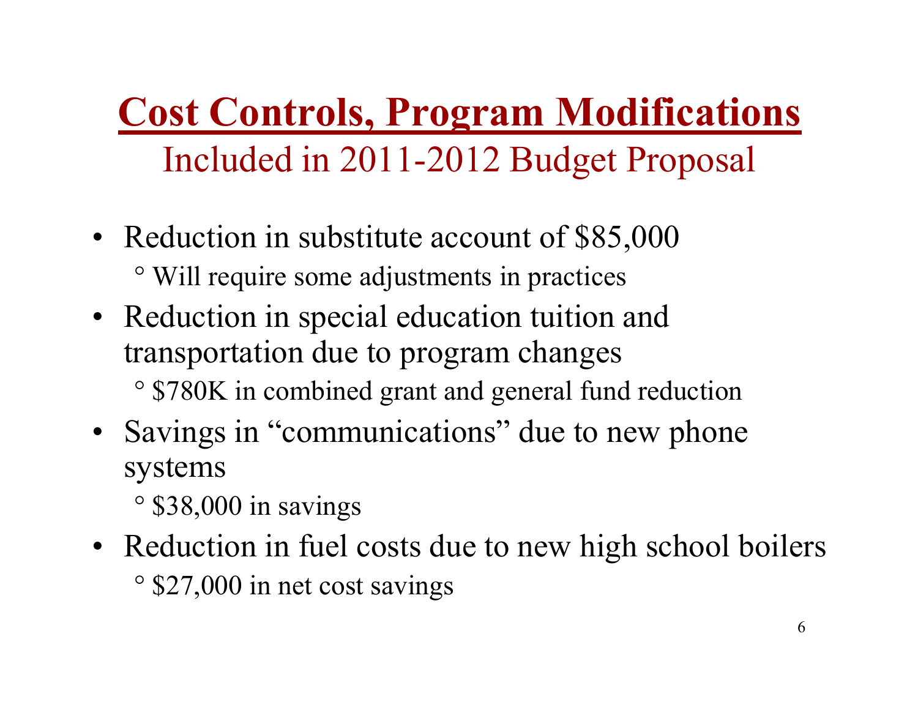# Cost Controls, Program Modifications

## Included in 2011-2012 Budget Proposal

- Reduction in substitute account of $85,000
  - Will require some adjustments in practices
- Reduction in special education tuition and transportation due to program changes
  - $780K in combined grant and general fund reduction
- Savings in "communications" due to new phone systems
  - $38,000 in savings
- Reduction in fuel costs due to new high school boilers
  - $27,000 in net cost savings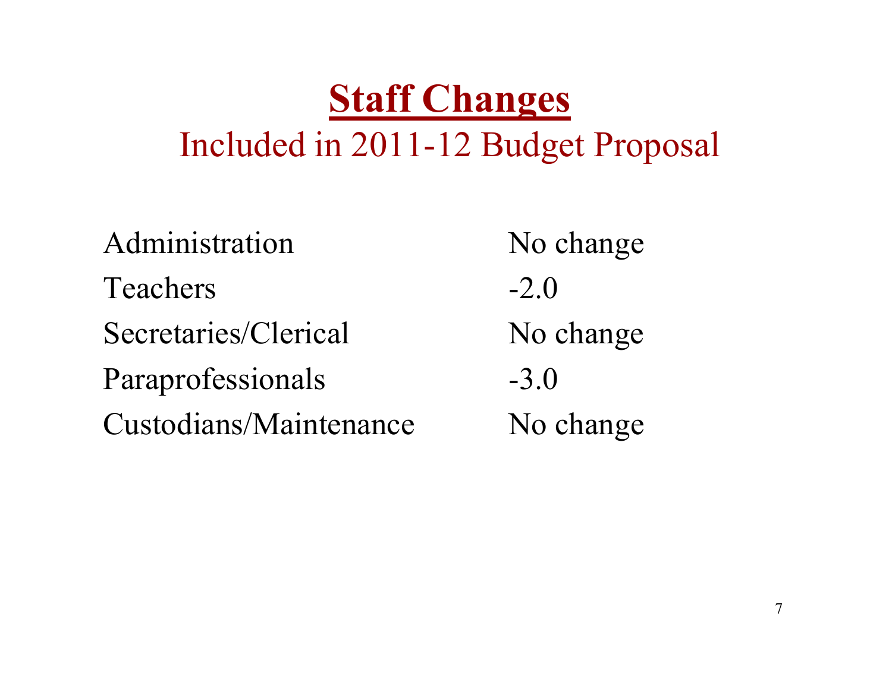# Staff Changes

## Included in 2011-12 Budget Proposal

| | |
|---|---|
| Administration | No change |
| Teachers | -2.0 |
| Secretaries/Clerical | No change |
| Paraprofessionals | -3.0 |
| Custodians/Maintenance | No change |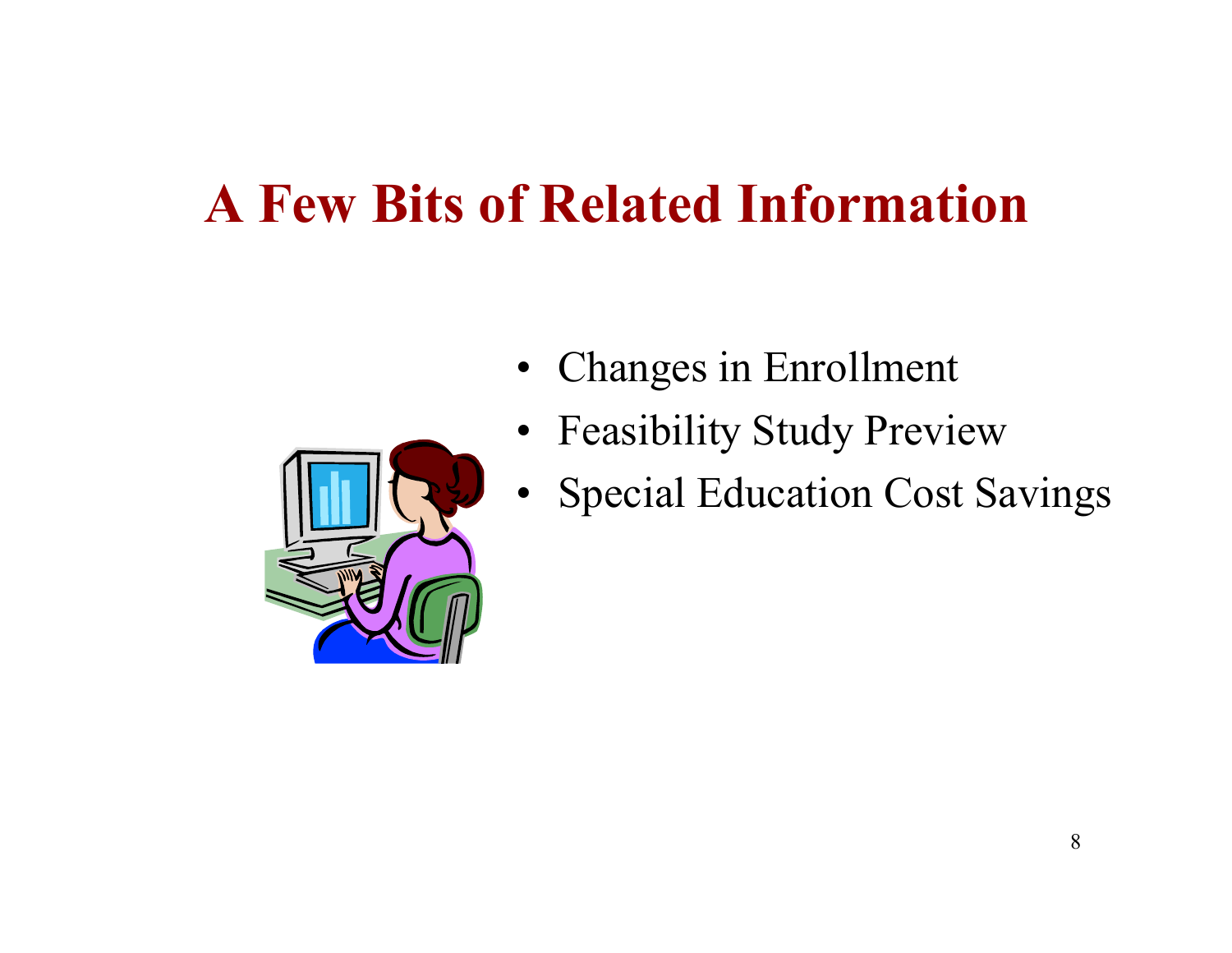# A Few Bits of Related Information

- Changes in Enrollment
- Feasibility Study Preview
- Special Education Cost Savings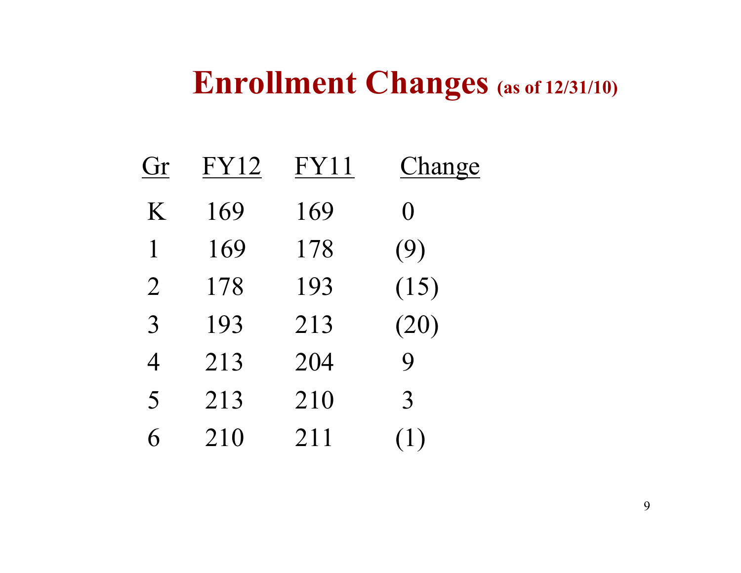# Enrollment Changes (as of 12/31/10)

| Gr | FY12 | FY11 | Change |
|---|---|---|---|
| K | 169 | 169 | 0 |
| 1 | 169 | 178 | (9) |
| 2 | 178 | 193 | (15) |
| 3 | 193 | 213 | (20) |
| 4 | 213 | 204 | 9 |
| 5 | 213 | 210 | 3 |
| 6 | 210 | 211 | (1) |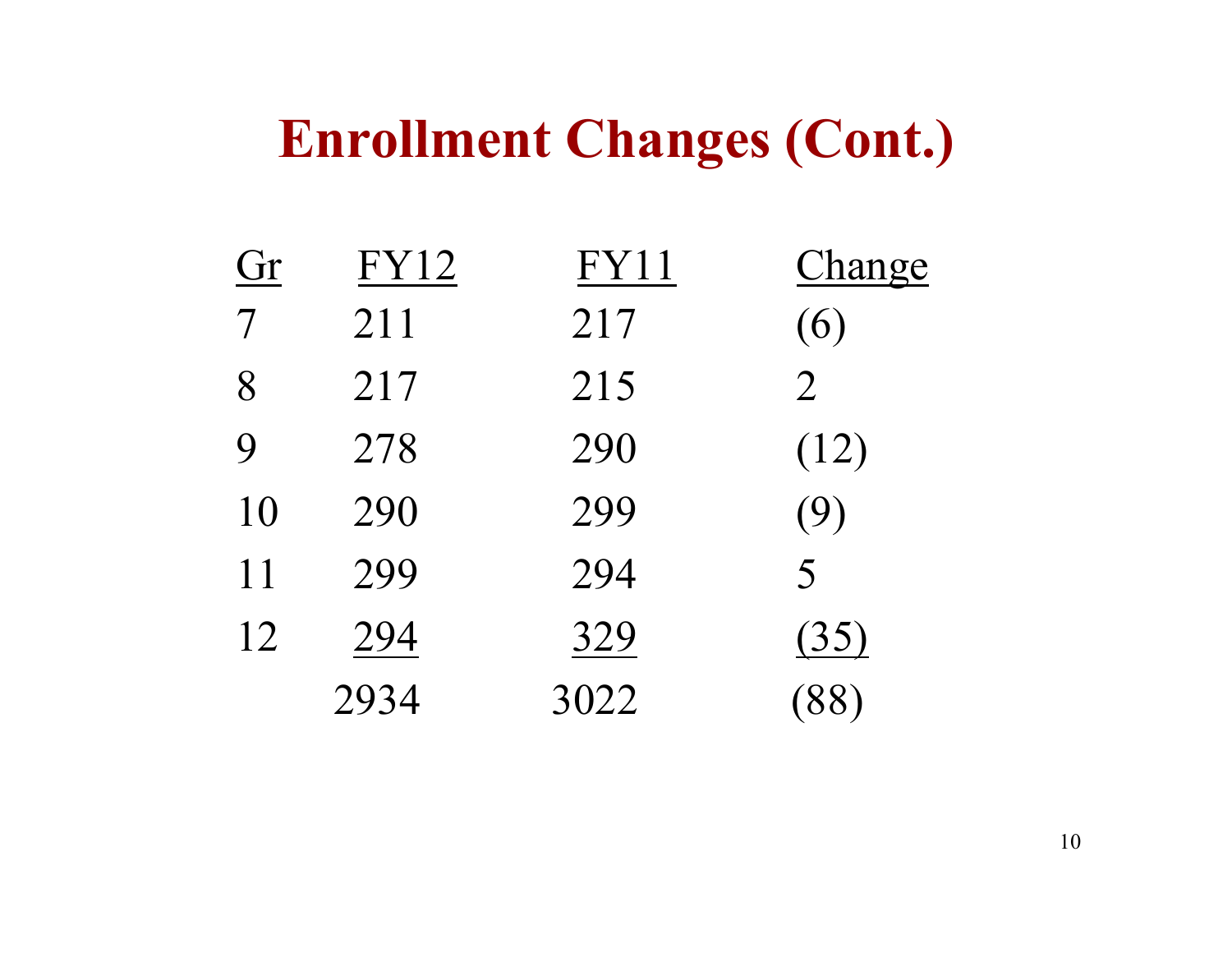# Enrollment Changes (Cont.)

| Gr | FY12 | FY11 | Change |
| --- | --- | --- | --- |
| 7 | 211 | 217 | (6) |
| 8 | 217 | 215 | 2 |
| 9 | 278 | 290 | (12) |
| 10 | 290 | 299 | (9) |
| 11 | 299 | 294 | 5 |
| 12 | 294 | 329 | (35) |
| | 2934 | 3022 | (88) |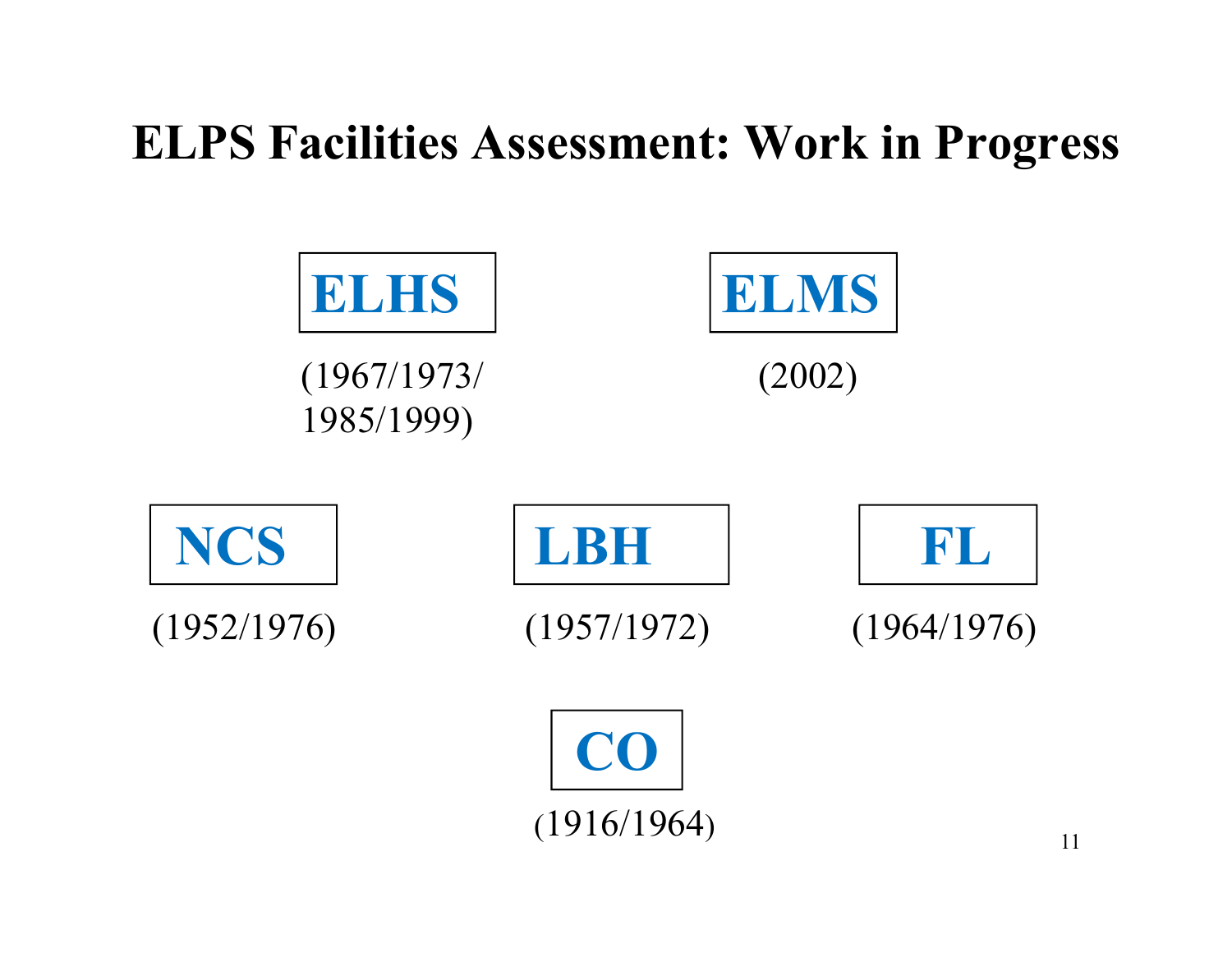# ELPS Facilities Assessment: Work in Progress

**ELHS**

(1967/1973/
1985/1999)

**ELMS**

(2002)

**NCS**

(1952/1976)

**LBH**

(1957/1972)

**FL**

(1964/1976)

**CO**

(1916/1964)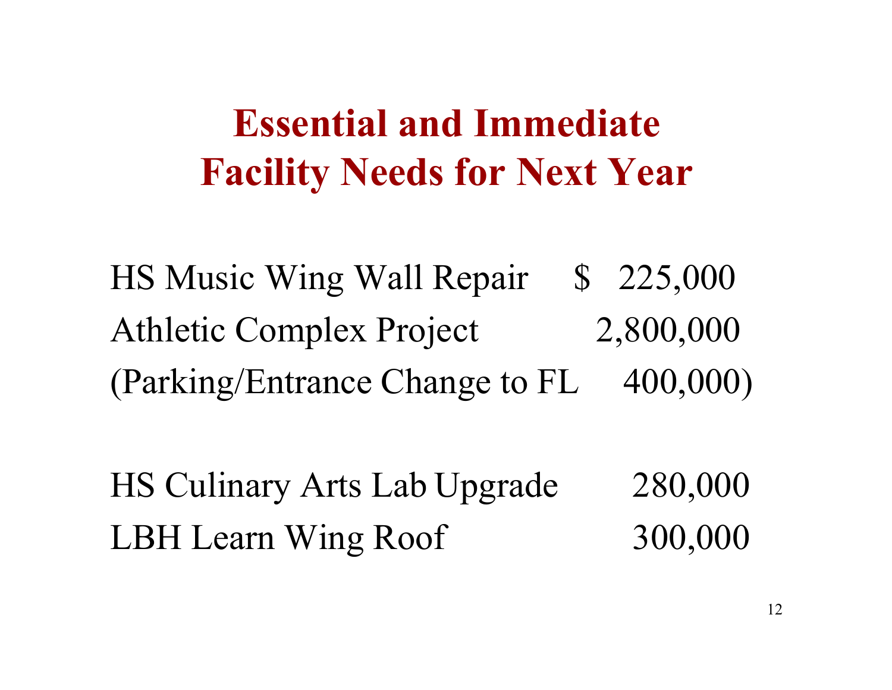# Essential and Immediate Facility Needs for Next Year

| | |
|---|---|
| HS Music Wing Wall Repair | $ 225,000 |
| Athletic Complex Project | 2,800,000 |
| (Parking/Entrance Change to FL | 400,000) |
| | |
| HS Culinary Arts Lab Upgrade | 280,000 |
| LBH Learn Wing Roof | 300,000 |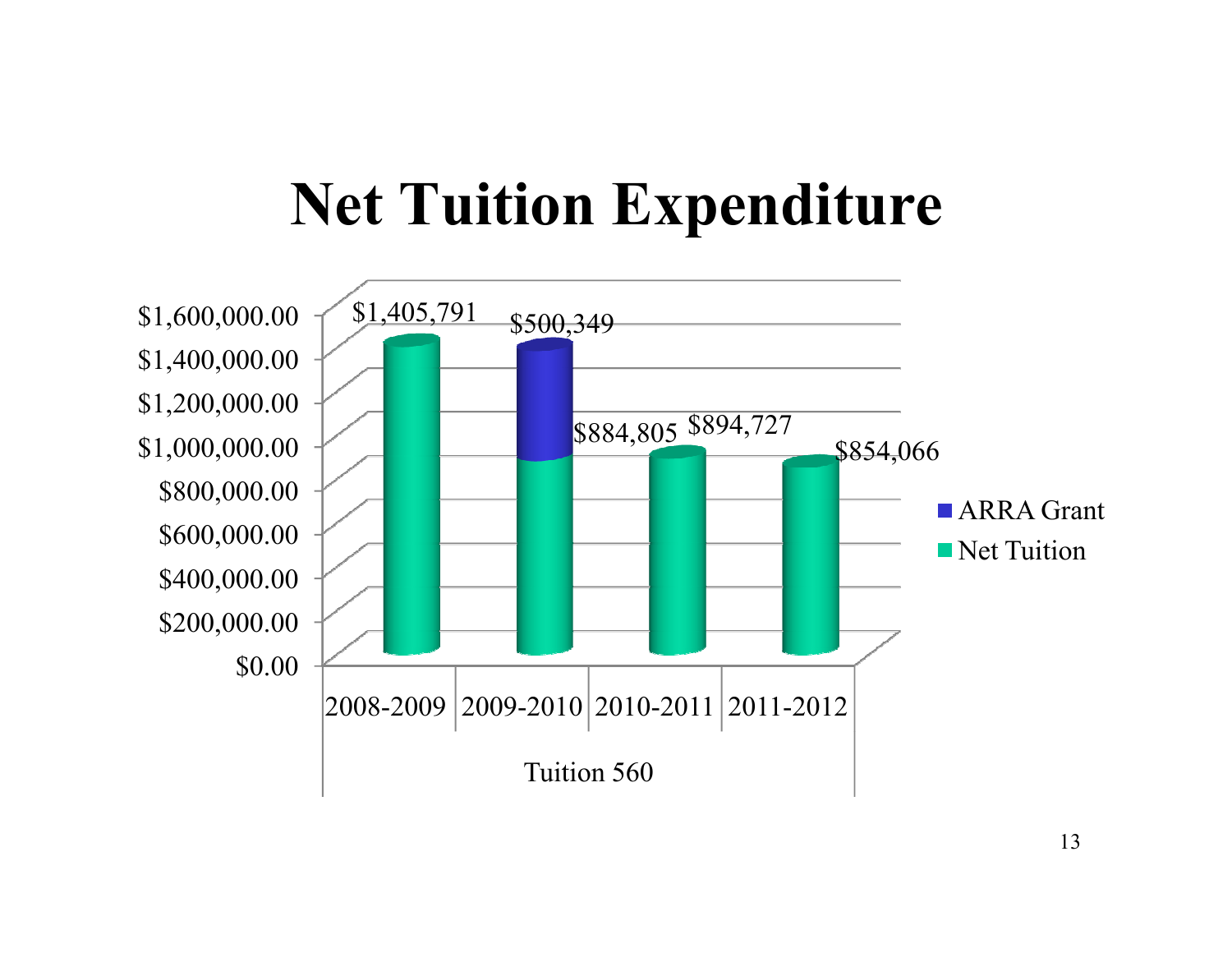# Net Tuition Expenditure

| Tuition 560 | Net Tuition | ARRA Grant |
|---|---|---|
| 2008-2009 | $1,405,791 | |
| 2009-2010 | $884,805 | $500,349 |
| 2010-2011 | $894,727 | |
| 2011-2012 | $854,066 | |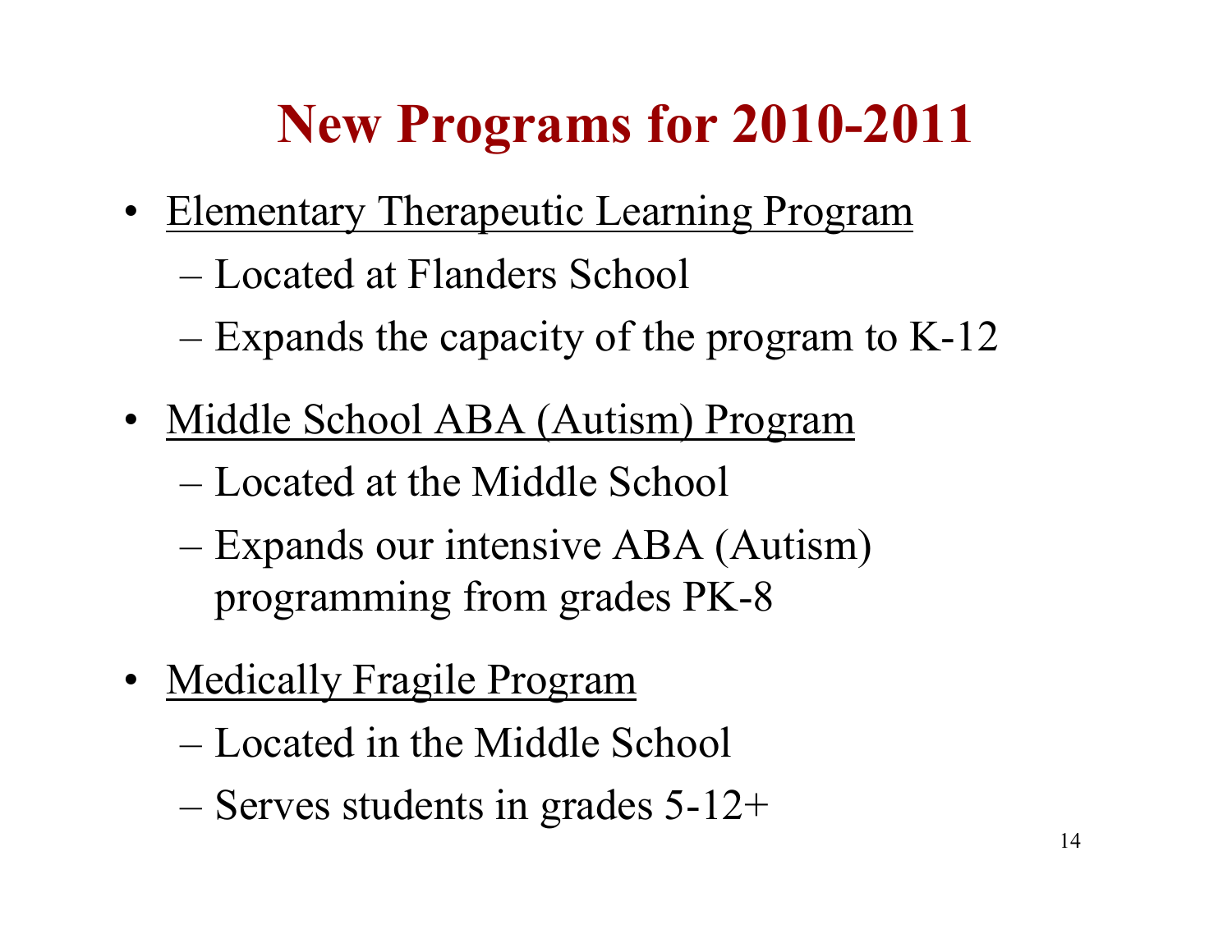# New Programs for 2010-2011

- Elementary Therapeutic Learning Program
  - Located at Flanders School
  - Expands the capacity of the program to K-12
- Middle School ABA (Autism) Program
  - Located at the Middle School
  - Expands our intensive ABA (Autism) programming from grades PK-8
- Medically Fragile Program
  - Located in the Middle School
  - Serves students in grades 5-12+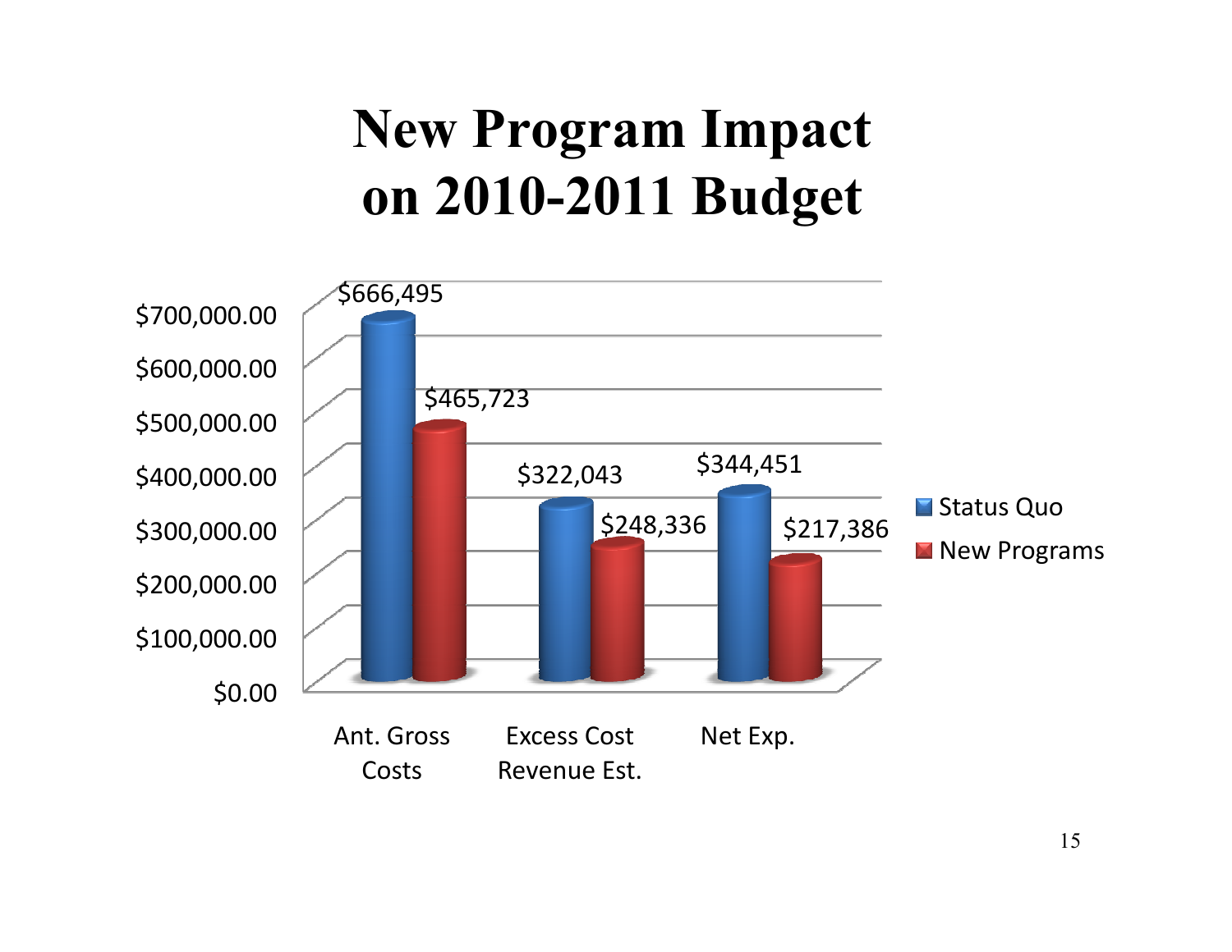# New Program Impact on 2010-2011 Budget

| | Status Quo | New Programs |
|---|---|---|
| Ant. Gross Costs | $666,495 | $465,723 |
| Excess Cost Revenue Est. | $322,043 | $248,336 |
| Net Exp. | $344,451 | $217,386 |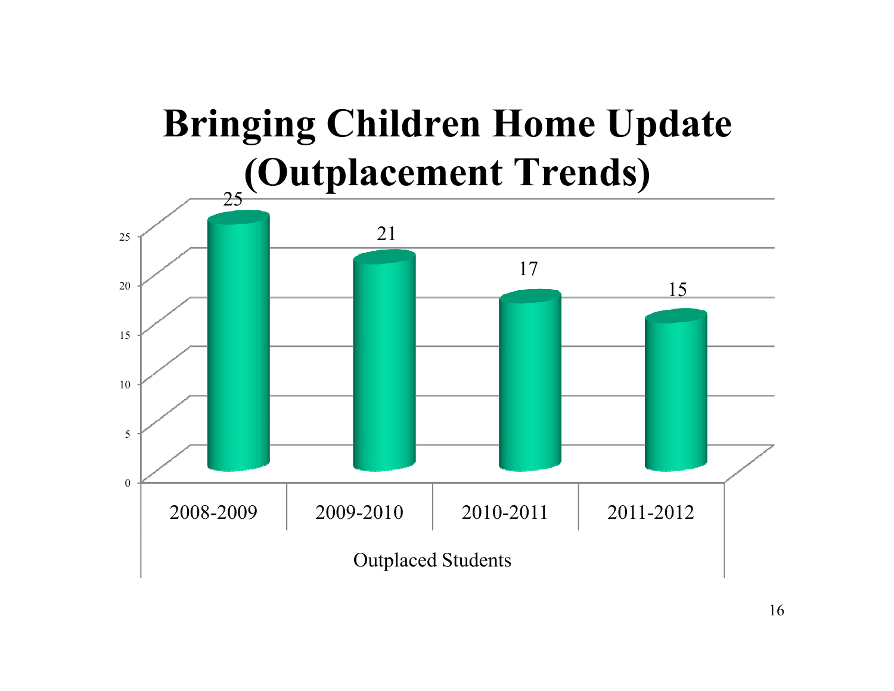# Bringing Children Home Update (Outplacement Trends)

| Outplaced Students | 2008-2009 | 2009-2010 | 2010-2011 | 2011-2012 |
|---|---|---|---|---|
| | 25 | 21 | 17 | 15 |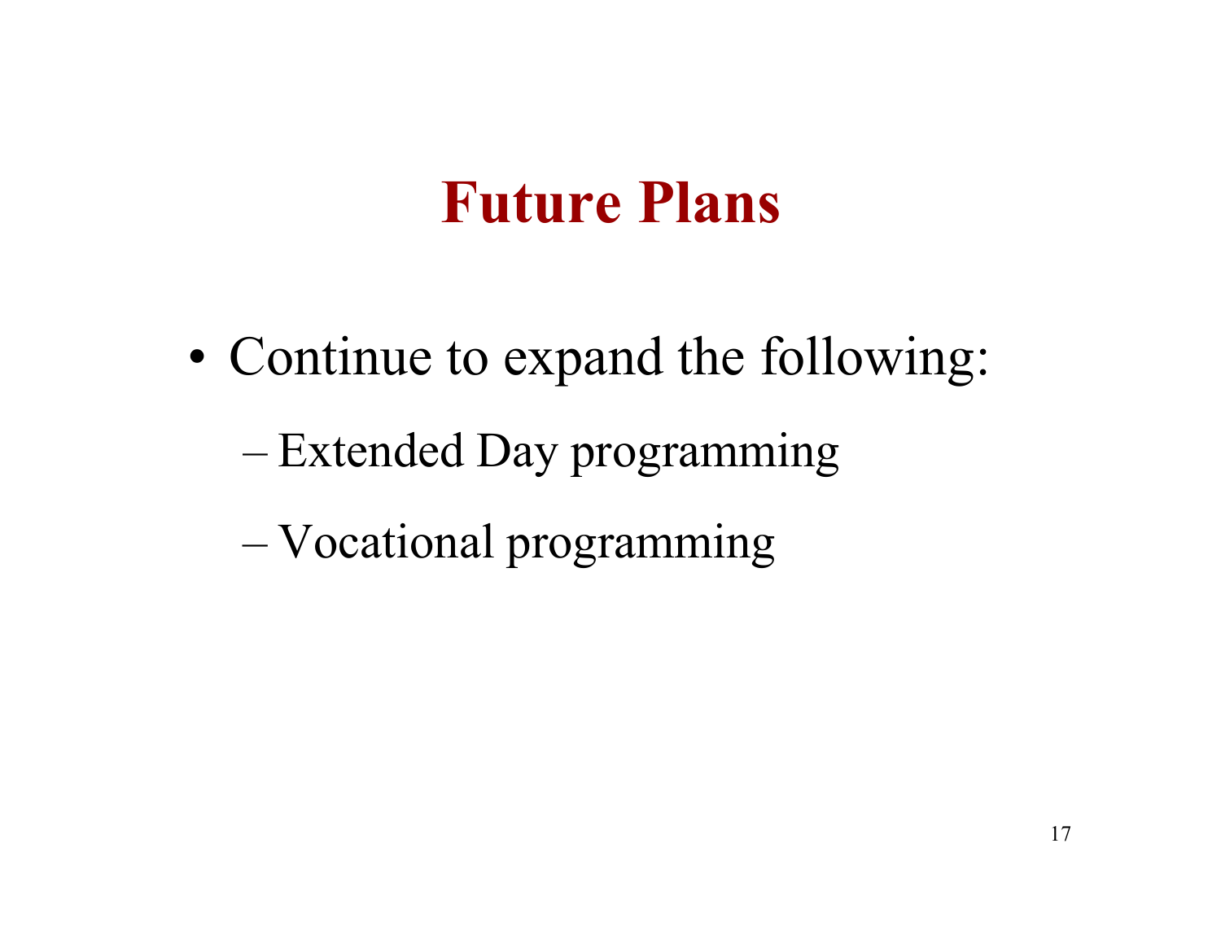# Future Plans

- Continue to expand the following:
  - Extended Day programming
  - Vocational programming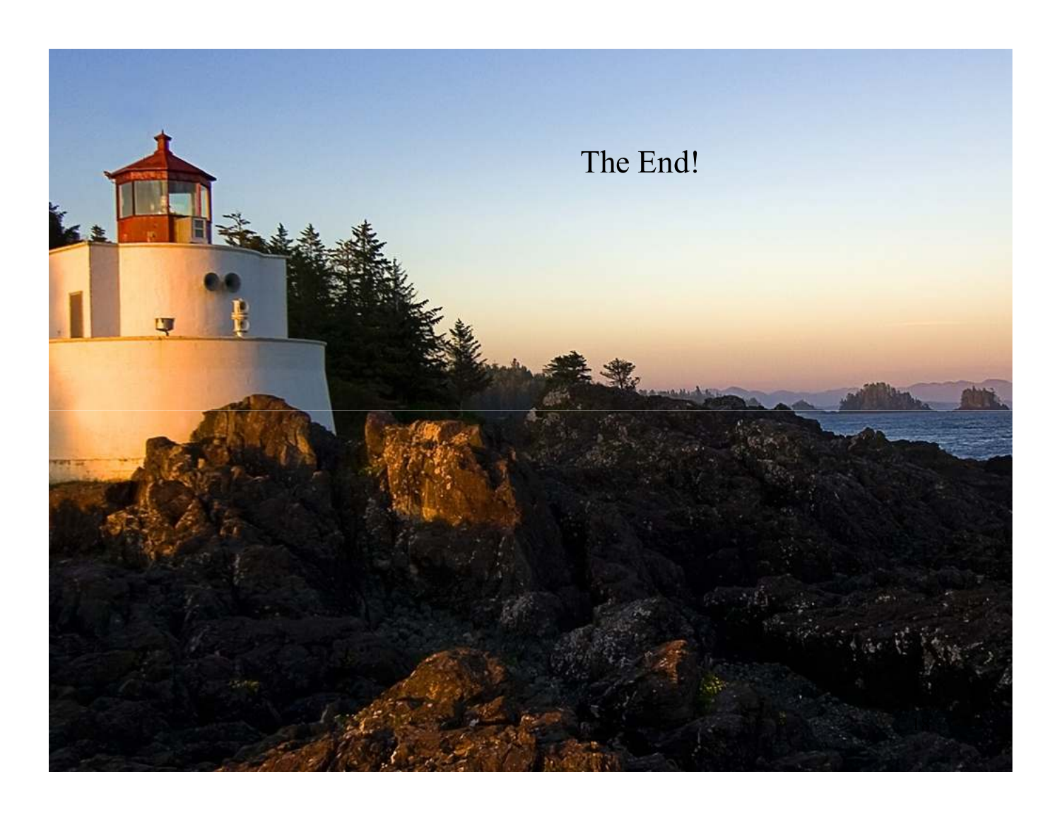The End!